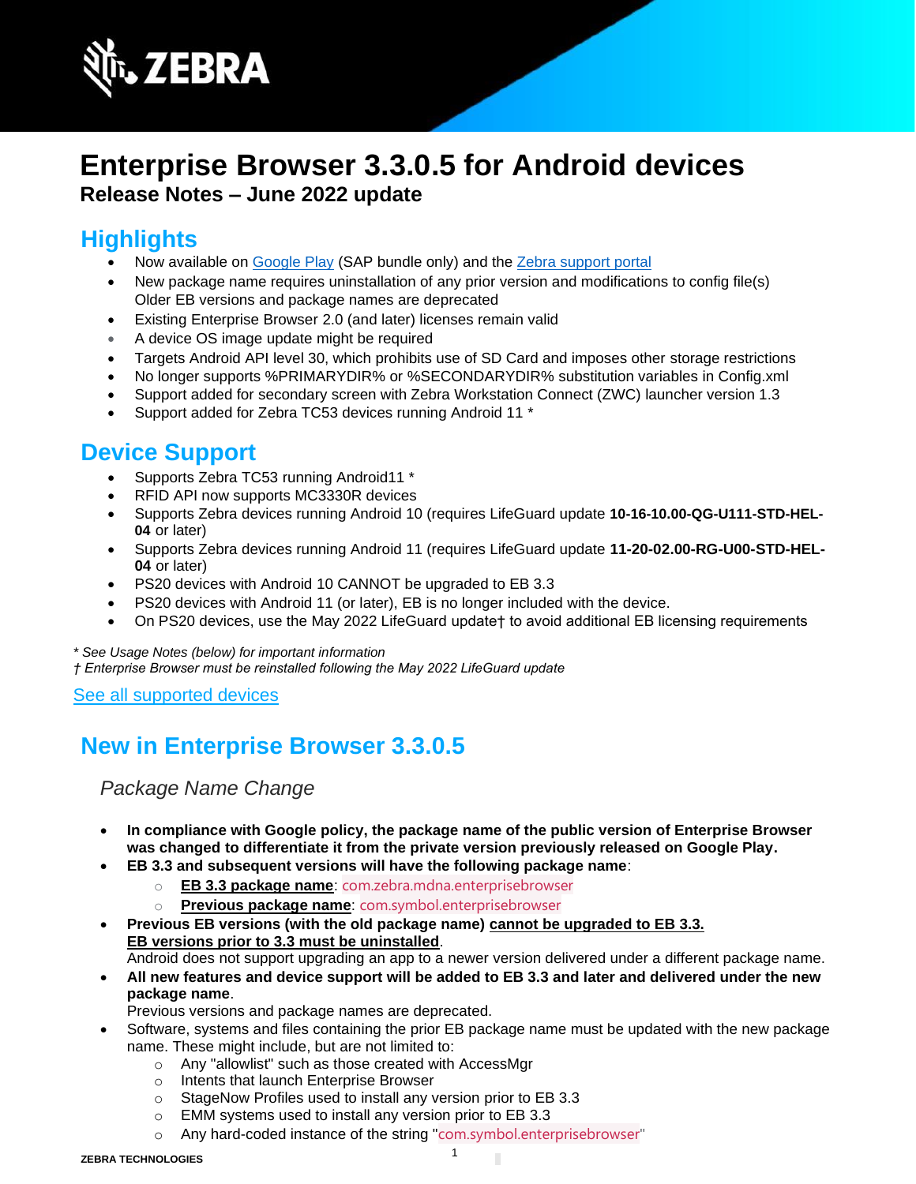# Enterprise Browser 3.3.0.5 for Android devices

**Release Notes – June 2022 update**

## Highlights

- Now available on Google Play (SAP bundle only) and the Zebra support portal
- New package name requires uninstallation of any prior version and modifications to config file(s) Older EB versions and package names are deprecated
- Existing Enterprise Browser 2.0 (and later) licenses remain valid
- A device OS image update might be required
- Targets Android API level 30, which prohibits use of SD Card and imposes other storage restrictions
- No longer supports %PRIMARYDIR% or %SECONDARYDIR% substitution variables in Config.xml
- Support added for secondary screen with Zebra Workstation Connect (ZWC) launcher version 1.3
- Support added for Zebra TC53 devices running Android 11 *

## Device Support

- Supports Zebra TC53 running Android11 *
- RFID API now supports MC3330R devices
- Supports Zebra devices running Android 10 (requires LifeGuard update **10-16-10.00-QG-U111-STD-HEL-04** or later)
- Supports Zebra devices running Android 11 (requires LifeGuard update **11-20-02.00-RG-U00-STD-HEL-04** or later)
- PS20 devices with Android 10 CANNOT be upgraded to EB 3.3
- PS20 devices with Android 11 (or later), EB is no longer included with the device.
- On PS20 devices, use the May 2022 LifeGuard update† to avoid additional EB licensing requirements

*\* See Usage Notes (below) for important information*
*† Enterprise Browser must be reinstalled following the May 2022 LifeGuard update*

See all supported devices

## New in Enterprise Browser 3.3.0.5

### *Package Name Change*

- **In compliance with Google policy, the package name of the public version of Enterprise Browser was changed to differentiate it from the private version previously released on Google Play.**
- **EB 3.3 and subsequent versions will have the following package name**:
  - **EB 3.3 package name**: com.zebra.mdna.enterprisebrowser
  - **Previous package name**: com.symbol.enterprisebrowser
- **Previous EB versions (with the old package name) cannot be upgraded to EB 3.3. EB versions prior to 3.3 must be uninstalled**.
  Android does not support upgrading an app to a newer version delivered under a different package name.
- **All new features and device support will be added to EB 3.3 and later and delivered under the new package name**.
  Previous versions and package names are deprecated.
- Software, systems and files containing the prior EB package name must be updated with the new package name. These might include, but are not limited to:
  - Any "allowlist" such as those created with AccessMgr
  - Intents that launch Enterprise Browser
  - StageNow Profiles used to install any version prior to EB 3.3
  - EMM systems used to install any version prior to EB 3.3
  - Any hard-coded instance of the string "com.symbol.enterprisebrowser"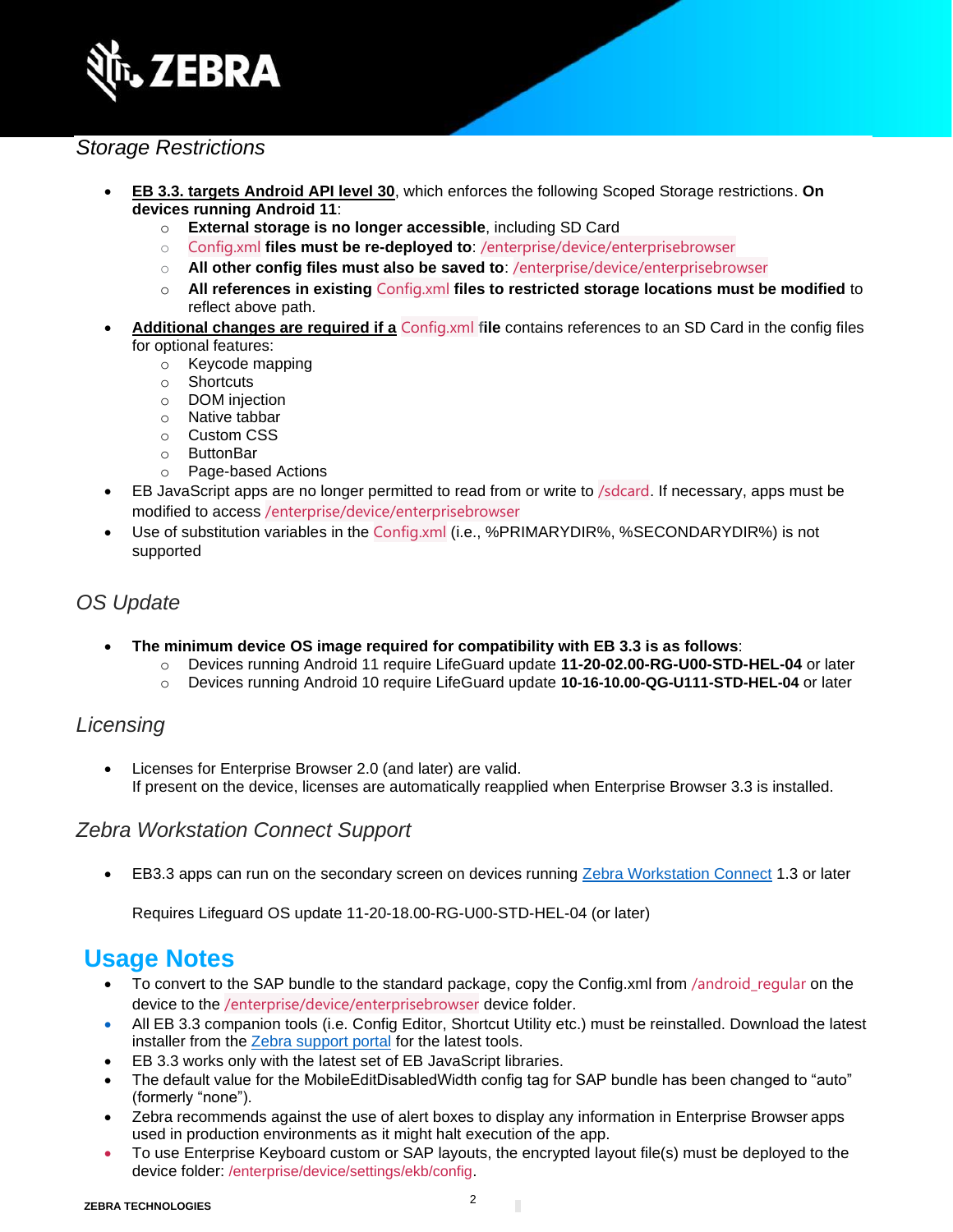### *Storage Restrictions*

- **EB 3.3. targets Android API level 30**, which enforces the following Scoped Storage restrictions. **On devices running Android 11**:
  - **External storage is no longer accessible**, including SD Card
  - Config.xml **files must be re-deployed to**: /enterprise/device/enterprisebrowser
  - **All other config files must also be saved to**: /enterprise/device/enterprisebrowser
  - **All references in existing** Config.xml **files to restricted storage locations must be modified** to reflect above path.
- **Additional changes are required if a** Config.xml **file** contains references to an SD Card in the config files for optional features:
  - Keycode mapping
  - Shortcuts
  - DOM injection
  - Native tabbar
  - Custom CSS
  - ButtonBar
  - Page-based Actions
- EB JavaScript apps are no longer permitted to read from or write to /sdcard. If necessary, apps must be modified to access /enterprise/device/enterprisebrowser
- Use of substitution variables in the Config.xml (i.e., %PRIMARYDIR%, %SECONDARYDIR%) is not supported

### *OS Update*

- **The minimum device OS image required for compatibility with EB 3.3 is as follows**:
  - Devices running Android 11 require LifeGuard update **11-20-02.00-RG-U00-STD-HEL-04** or later
  - Devices running Android 10 require LifeGuard update **10-16-10.00-QG-U111-STD-HEL-04** or later

### *Licensing*

- Licenses for Enterprise Browser 2.0 (and later) are valid.
  If present on the device, licenses are automatically reapplied when Enterprise Browser 3.3 is installed.

### *Zebra Workstation Connect Support*

- EB3.3 apps can run on the secondary screen on devices running Zebra Workstation Connect 1.3 or later

  Requires Lifeguard OS update 11-20-18.00-RG-U00-STD-HEL-04 (or later)

## Usage Notes

- To convert to the SAP bundle to the standard package, copy the Config.xml from /android_regular on the device to the /enterprise/device/enterprisebrowser device folder.
- All EB 3.3 companion tools (i.e. Config Editor, Shortcut Utility etc.) must be reinstalled. Download the latest installer from the Zebra support portal for the latest tools.
- EB 3.3 works only with the latest set of EB JavaScript libraries.
- The default value for the MobileEditDisabledWidth config tag for SAP bundle has been changed to "auto" (formerly "none").
- Zebra recommends against the use of alert boxes to display any information in Enterprise Browser apps used in production environments as it might halt execution of the app.
- To use Enterprise Keyboard custom or SAP layouts, the encrypted layout file(s) must be deployed to the device folder: /enterprise/device/settings/ekb/config.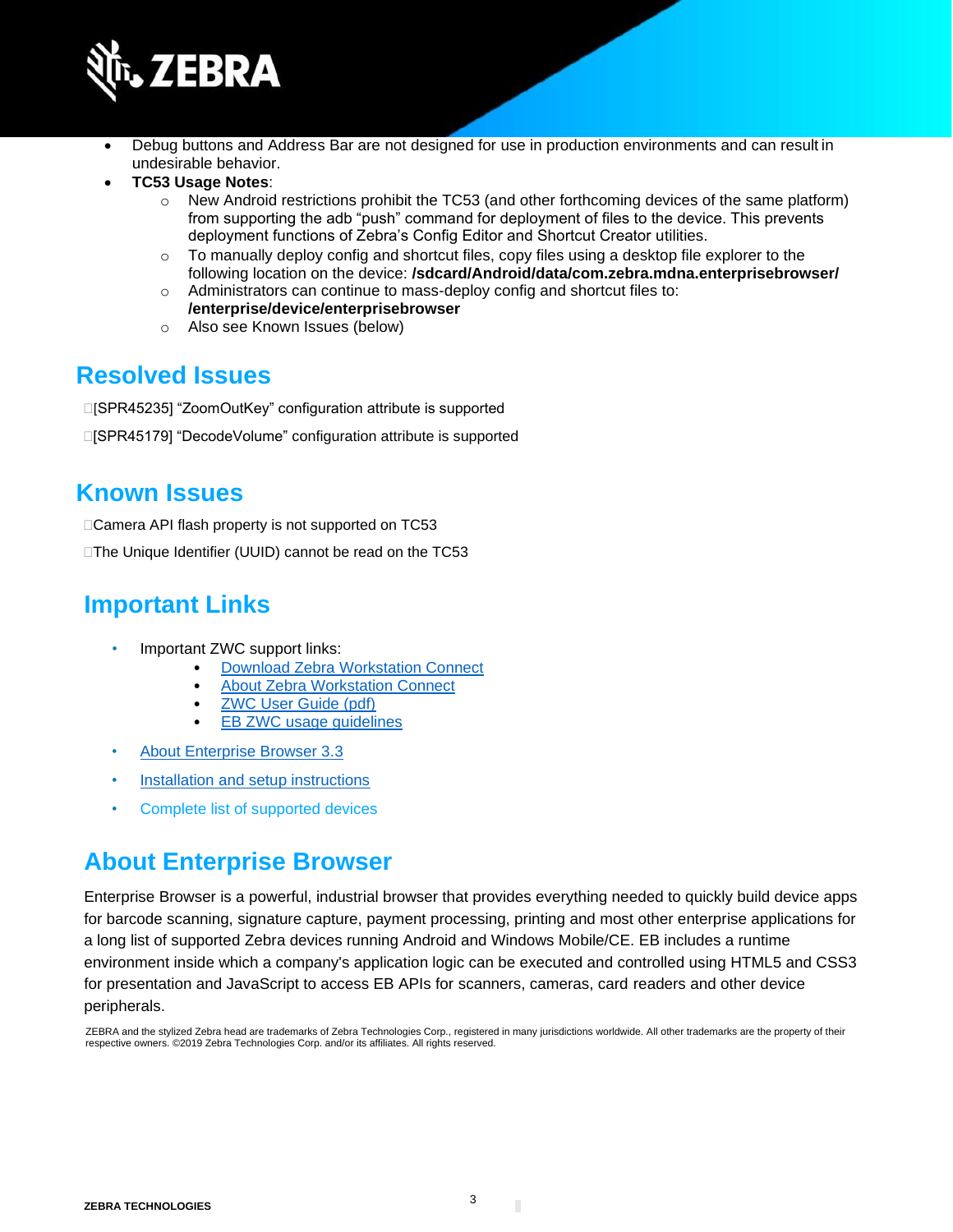- Debug buttons and Address Bar are not designed for use in production environments and can result in undesirable behavior.
- **TC53 Usage Notes**:
  - New Android restrictions prohibit the TC53 (and other forthcoming devices of the same platform) from supporting the adb "push" command for deployment of files to the device. This prevents deployment functions of Zebra's Config Editor and Shortcut Creator utilities.
  - To manually deploy config and shortcut files, copy files using a desktop file explorer to the following location on the device: **/sdcard/Android/data/com.zebra.mdna.enterprisebrowser/**
  - Administrators can continue to mass-deploy config and shortcut files to: **/enterprise/device/enterprisebrowser**
  - Also see Known Issues (below)

## Resolved Issues

- [SPR45235] "ZoomOutKey" configuration attribute is supported
- [SPR45179] "DecodeVolume" configuration attribute is supported

## Known Issues

- Camera API flash property is not supported on TC53
- The Unique Identifier (UUID) cannot be read on the TC53

## Important Links

- Important ZWC support links:
  - Download Zebra Workstation Connect
  - About Zebra Workstation Connect
  - ZWC User Guide (pdf)
  - EB ZWC usage guidelines
- About Enterprise Browser 3.3
- Installation and setup instructions
- Complete list of supported devices

## About Enterprise Browser

Enterprise Browser is a powerful, industrial browser that provides everything needed to quickly build device apps for barcode scanning, signature capture, payment processing, printing and most other enterprise applications for a long list of supported Zebra devices running Android and Windows Mobile/CE. EB includes a runtime environment inside which a company's application logic can be executed and controlled using HTML5 and CSS3 for presentation and JavaScript to access EB APIs for scanners, cameras, card readers and other device peripherals.

ZEBRA and the stylized Zebra head are trademarks of Zebra Technologies Corp., registered in many jurisdictions worldwide. All other trademarks are the property of their respective owners. ©2019 Zebra Technologies Corp. and/or its affiliates. All rights reserved.